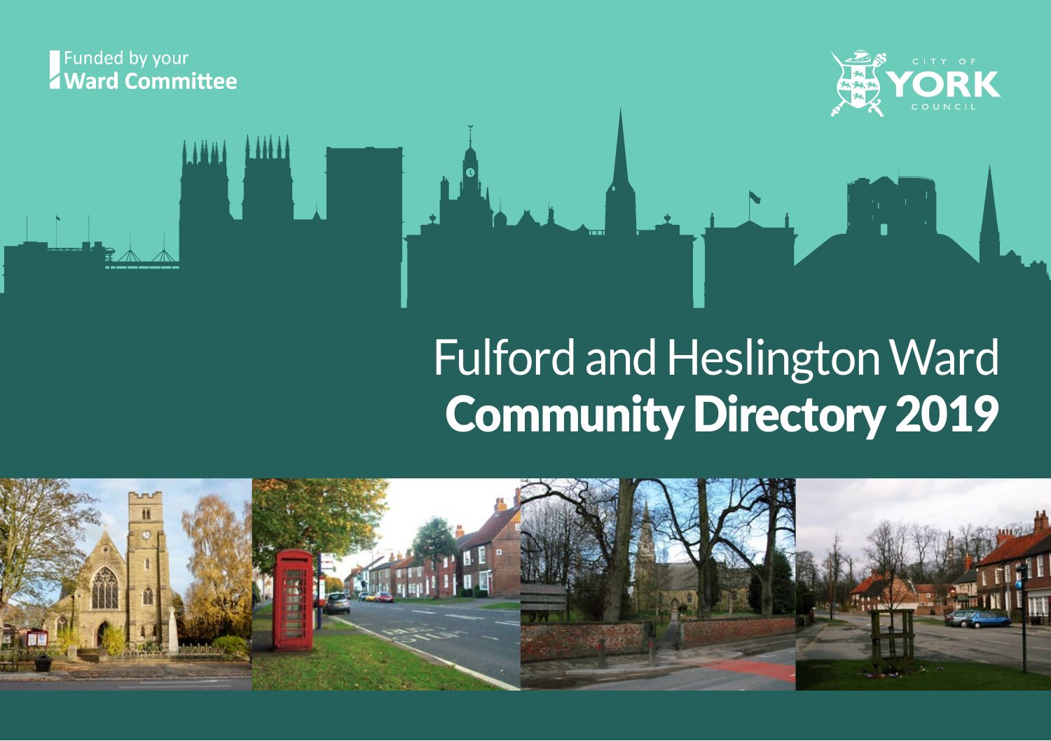Funded by your **Ward Committee**

CITY OF YORK COUNCIL

# Fulford and Heslington Ward **Community Directory 2019**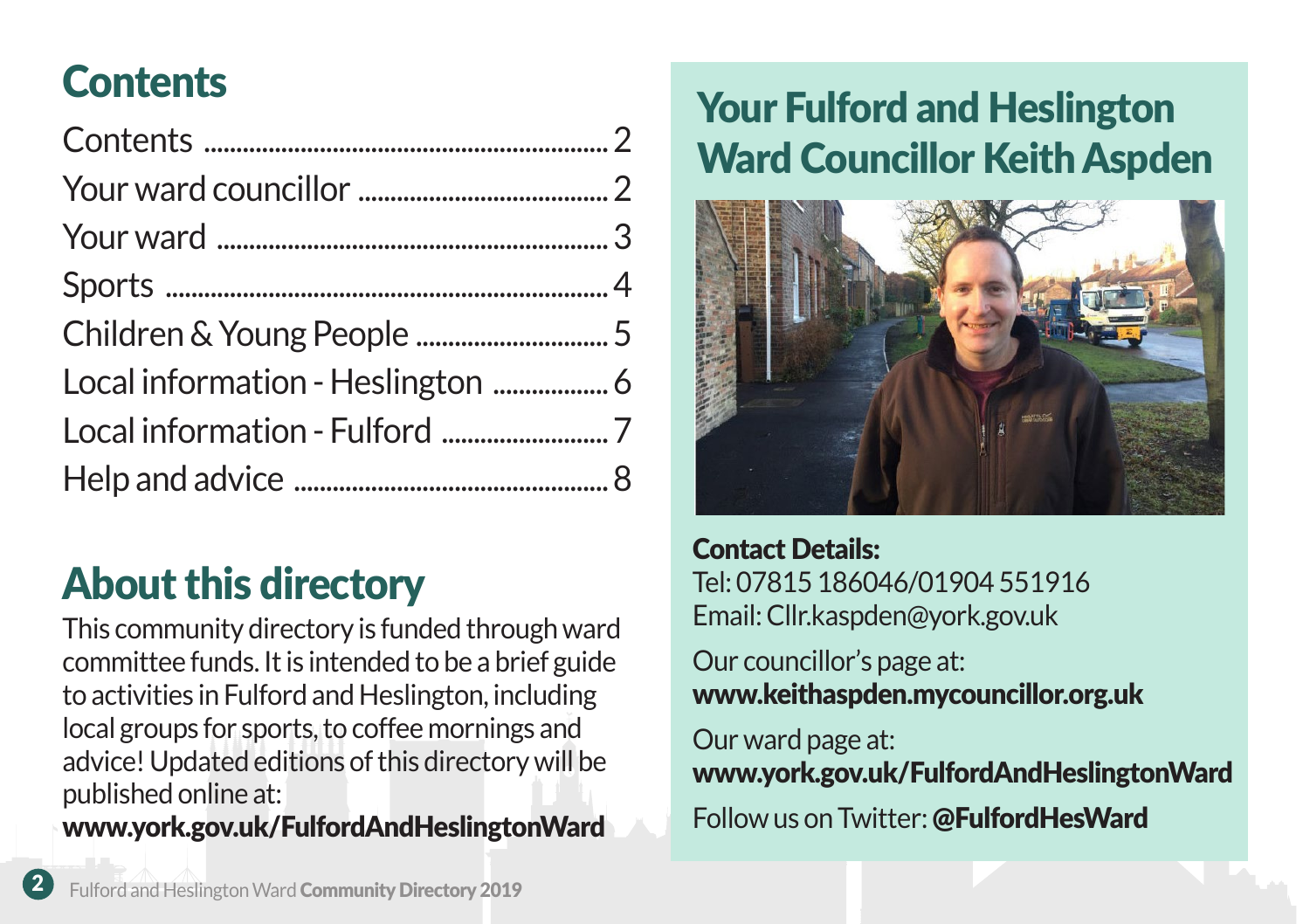## Contents

| | |
|---|---|
| Contents | 2 |
| Your ward councillor | 2 |
| Your ward | 3 |
| Sports | 4 |
| Children & Young People | 5 |
| Local information - Heslington | 6 |
| Local information - Fulford | 7 |
| Help and advice | 8 |

## About this directory

This community directory is funded through ward committee funds. It is intended to be a brief guide to activities in Fulford and Heslington, including local groups for sports, to coffee mornings and advice! Updated editions of this directory will be published online at:
**www.york.gov.uk/FulfordAndHeslingtonWard**

## Your Fulford and Heslington Ward Councillor Keith Aspden

**Contact Details:**
Tel: 07815 186046/01904 551916
Email: Cllr.kaspden@york.gov.uk

Our councillor's page at:
**www.keithaspden.mycouncillor.org.uk**

Our ward page at:
**www.york.gov.uk/FulfordAndHeslingtonWard**

Follow us on Twitter: **@FulfordHesWard**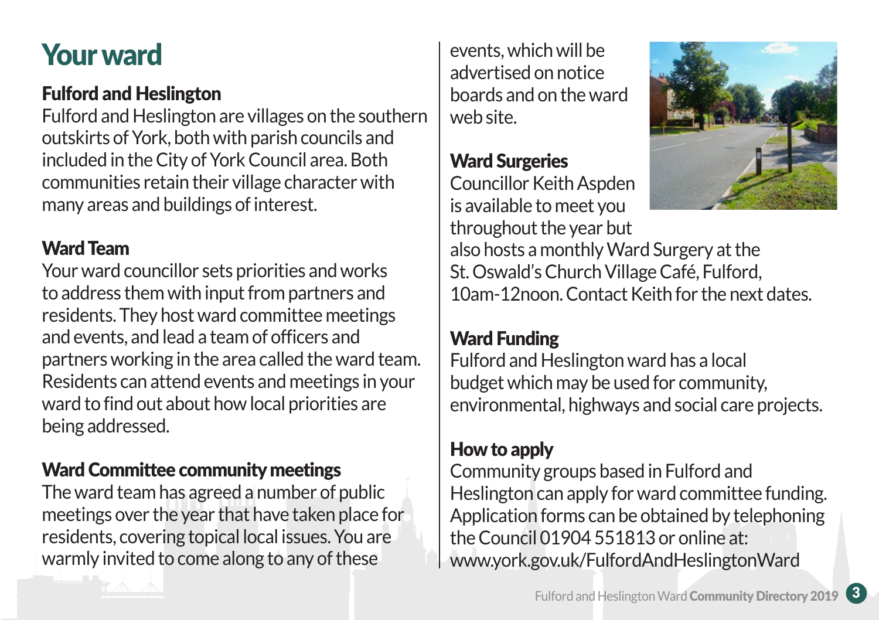# Your ward

## Fulford and Heslington

Fulford and Heslington are villages on the southern outskirts of York, both with parish councils and included in the City of York Council area. Both communities retain their village character with many areas and buildings of interest.

## Ward Team

Your ward councillor sets priorities and works to address them with input from partners and residents. They host ward committee meetings and events, and lead a team of officers and partners working in the area called the ward team. Residents can attend events and meetings in your ward to find out about how local priorities are being addressed.

## Ward Committee community meetings

The ward team has agreed a number of public meetings over the year that have taken place for residents, covering topical local issues. You are warmly invited to come along to any of these events, which will be advertised on notice boards and on the ward web site.

## Ward Surgeries

Councillor Keith Aspden is available to meet you throughout the year but also hosts a monthly Ward Surgery at the St. Oswald's Church Village Café, Fulford, 10am-12noon. Contact Keith for the next dates.

## Ward Funding

Fulford and Heslington ward has a local budget which may be used for community, environmental, highways and social care projects.

## How to apply

Community groups based in Fulford and Heslington can apply for ward committee funding. Application forms can be obtained by telephoning the Council 01904 551813 or online at: www.york.gov.uk/FulfordAndHeslingtonWard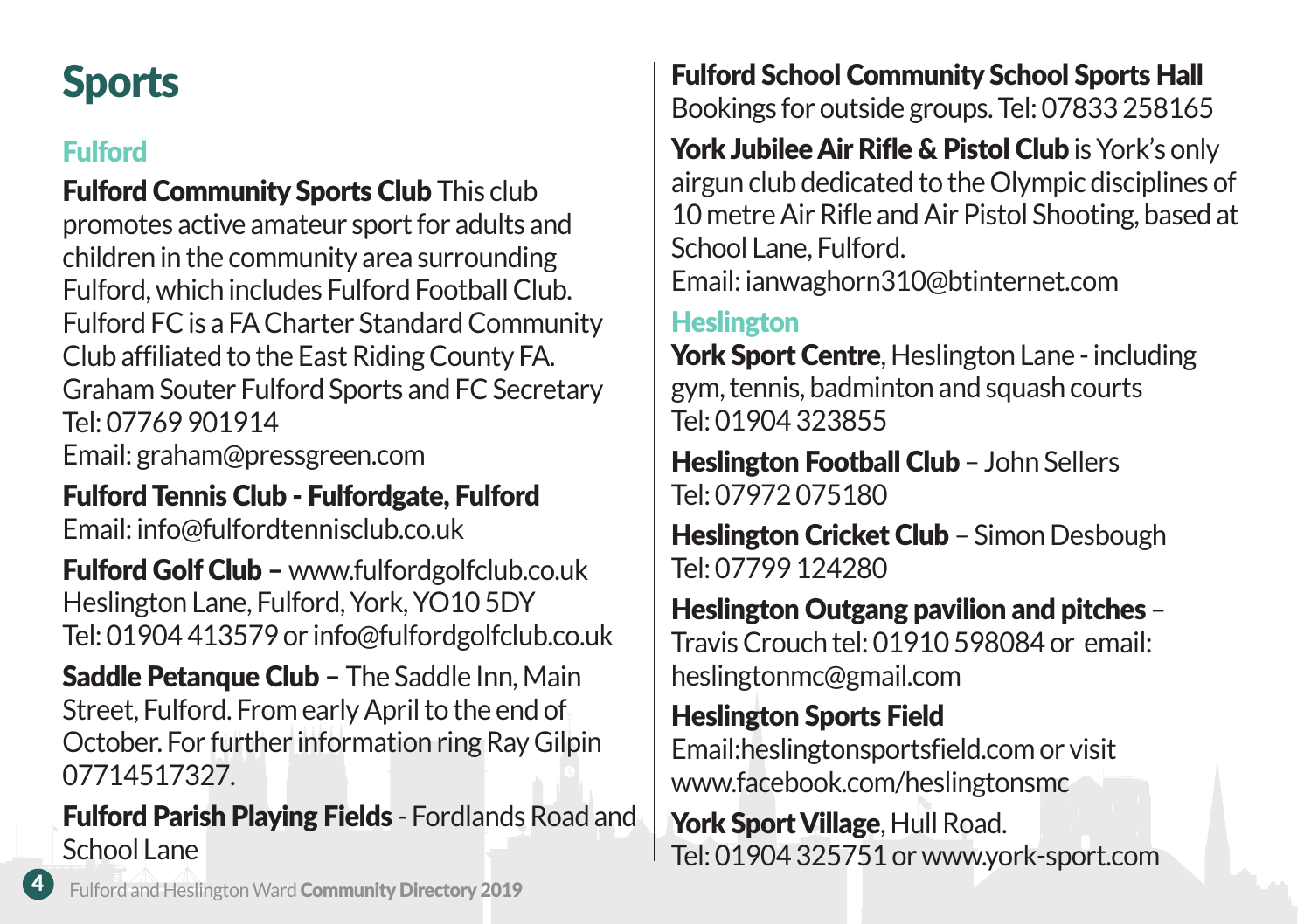# Sports

## Fulford

**Fulford Community Sports Club** This club promotes active amateur sport for adults and children in the community area surrounding Fulford, which includes Fulford Football Club. Fulford FC is a FA Charter Standard Community Club affiliated to the East Riding County FA. Graham Souter Fulford Sports and FC Secretary
Tel: 07769 901914
Email: graham@pressgreen.com

**Fulford Tennis Club - Fulfordgate, Fulford**
Email: info@fulfordtennisclub.co.uk

**Fulford Golf Club –** www.fulfordgolfclub.co.uk
Heslington Lane, Fulford, York, YO10 5DY
Tel: 01904 413579 or info@fulfordgolfclub.co.uk

**Saddle Petanque Club –** The Saddle Inn, Main Street, Fulford. From early April to the end of October. For further information ring Ray Gilpin 07714517327.

**Fulford Parish Playing Fields** - Fordlands Road and School Lane

**Fulford School Community School Sports Hall**
Bookings for outside groups. Tel: 07833 258165

**York Jubilee Air Rifle & Pistol Club** is York's only airgun club dedicated to the Olympic disciplines of 10 metre Air Rifle and Air Pistol Shooting, based at School Lane, Fulford.
Email: ianwaghorn310@btinternet.com

## Heslington

**York Sport Centre**, Heslington Lane - including gym, tennis, badminton and squash courts
Tel: 01904 323855

**Heslington Football Club** – John Sellers
Tel: 07972 075180

**Heslington Cricket Club** – Simon Desbough
Tel: 07799 124280

**Heslington Outgang pavilion and pitches** – Travis Crouch tel: 01910 598084 or email: heslingtonmc@gmail.com

**Heslington Sports Field**
Email:heslingtonsportsfield.com or visit www.facebook.com/heslingtonsmc

**York Sport Village**, Hull Road.
Tel: 01904 325751 or www.york-sport.com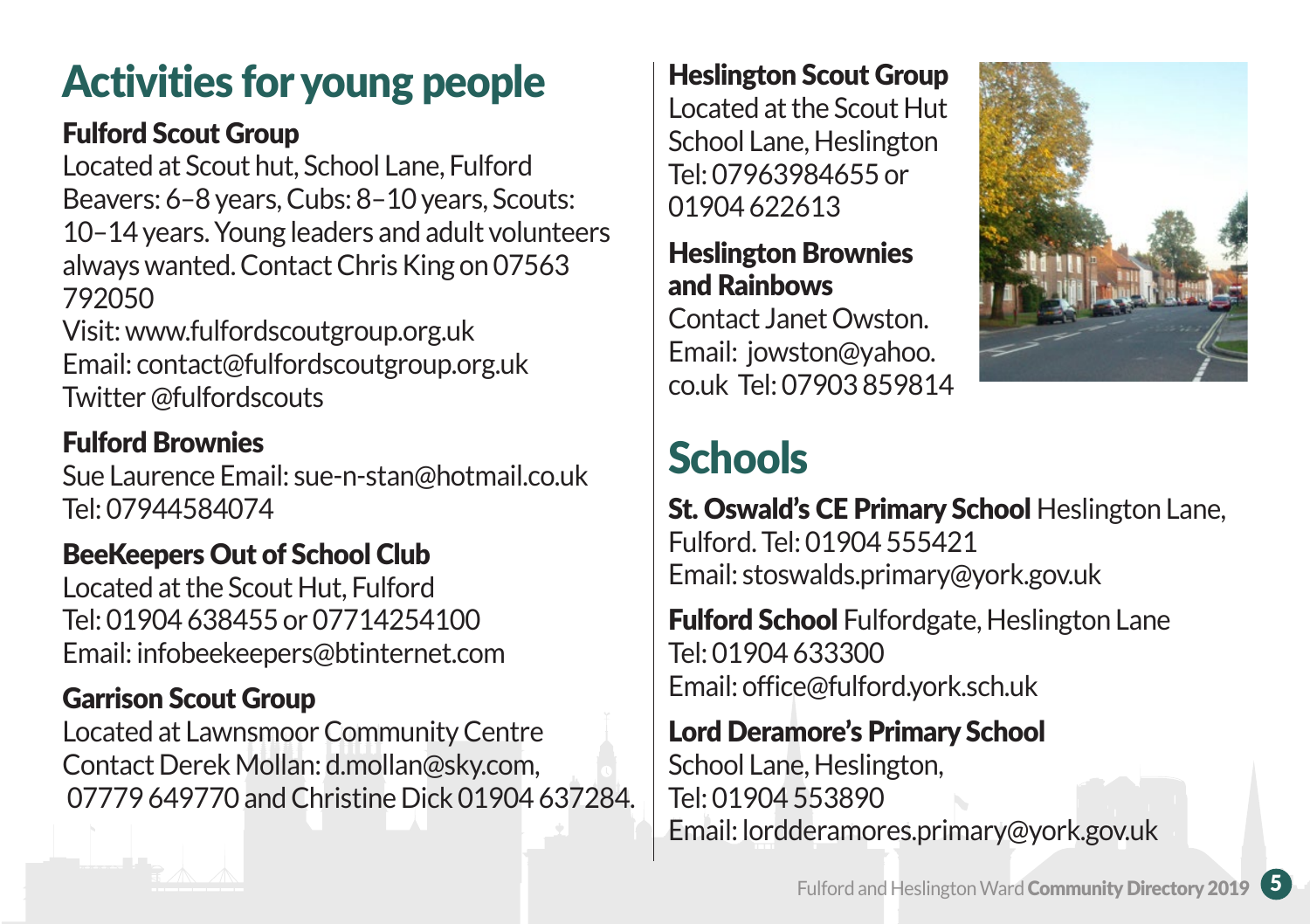# Activities for young people

### Fulford Scout Group

Located at Scout hut, School Lane, Fulford
Beavers: 6–8 years, Cubs: 8–10 years, Scouts: 10–14 years. Young leaders and adult volunteers always wanted. Contact Chris King on 07563 792050
Visit: www.fulfordscoutgroup.org.uk
Email: contact@fulfordscoutgroup.org.uk
Twitter @fulfordscouts

### Fulford Brownies

Sue Laurence Email: sue-n-stan@hotmail.co.uk
Tel: 07944584074

### BeeKeepers Out of School Club

Located at the Scout Hut, Fulford
Tel: 01904 638455 or 07714254100
Email: infobeekeepers@btinternet.com

### Garrison Scout Group

Located at Lawnsmoor Community Centre
Contact Derek Mollan: d.mollan@sky.com, 07779 649770 and Christine Dick 01904 637284.

### Heslington Scout Group

Located at the Scout Hut
School Lane, Heslington
Tel: 07963984655 or 01904 622613

### Heslington Brownies and Rainbows

Contact Janet Owston.
Email: jowston@yahoo.co.uk Tel: 07903 859814

# Schools

**St. Oswald's CE Primary School** Heslington Lane, Fulford. Tel: 01904 555421
Email: stoswalds.primary@york.gov.uk

**Fulford School** Fulfordgate, Heslington Lane
Tel: 01904 633300
Email: office@fulford.york.sch.uk

**Lord Deramore's Primary School**
School Lane, Heslington,
Tel: 01904 553890
Email: lordderamores.primary@york.gov.uk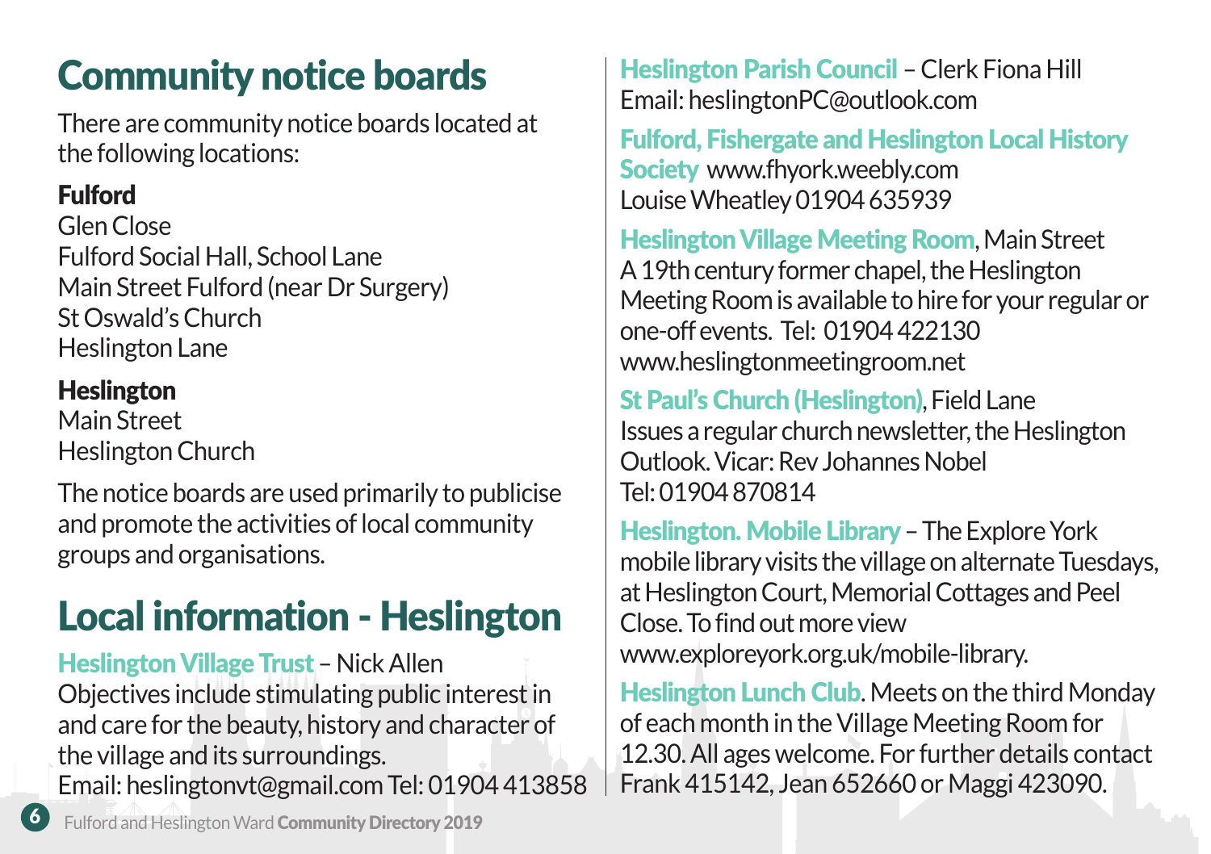# Community notice boards

There are community notice boards located at the following locations:

**Fulford**
Glen Close
Fulford Social Hall, School Lane
Main Street Fulford (near Dr Surgery)
St Oswald's Church
Heslington Lane

**Heslington**
Main Street
Heslington Church

The notice boards are used primarily to publicise and promote the activities of local community groups and organisations.

# Local information - Heslington

**Heslington Village Trust** – Nick Allen
Objectives include stimulating public interest in and care for the beauty, history and character of the village and its surroundings.
Email: heslingtonvt@gmail.com Tel: 01904 413858

**Heslington Parish Council** – Clerk Fiona Hill
Email: heslingtonPC@outlook.com

**Fulford, Fishergate and Heslington Local History Society** www.fhyork.weebly.com
Louise Wheatley 01904 635939

**Heslington Village Meeting Room**, Main Street
A 19th century former chapel, the Heslington Meeting Room is available to hire for your regular or one-off events. Tel: 01904 422130
www.heslingtonmeetingroom.net

**St Paul's Church (Heslington)**, Field Lane
Issues a regular church newsletter, the Heslington Outlook. Vicar: Rev Johannes Nobel
Tel: 01904 870814

**Heslington. Mobile Library** – The Explore York mobile library visits the village on alternate Tuesdays, at Heslington Court, Memorial Cottages and Peel Close. To find out more view
www.exploreyork.org.uk/mobile-library.

**Heslington Lunch Club**. Meets on the third Monday of each month in the Village Meeting Room for 12.30. All ages welcome. For further details contact Frank 415142, Jean 652660 or Maggi 423090.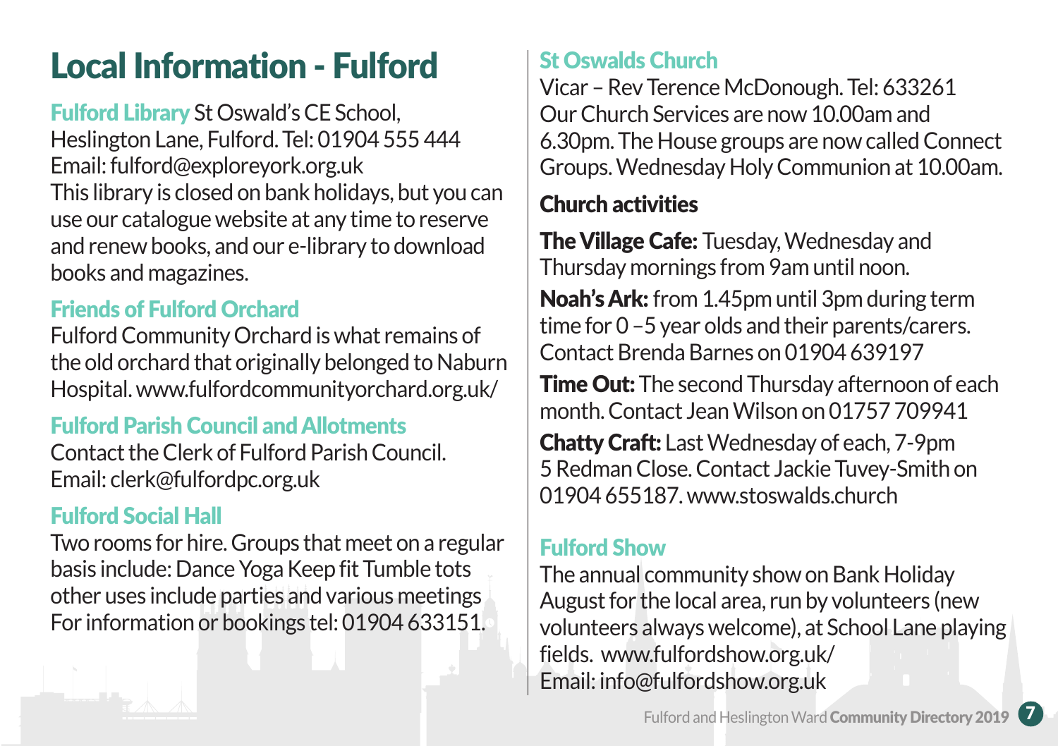# Local Information - Fulford

## Fulford Library

St Oswald's CE School, Heslington Lane, Fulford. Tel: 01904 555 444
Email: fulford@exploreyork.org.uk
This library is closed on bank holidays, but you can use our catalogue website at any time to reserve and renew books, and our e-library to download books and magazines.

## Friends of Fulford Orchard

Fulford Community Orchard is what remains of the old orchard that originally belonged to Naburn Hospital. www.fulfordcommunityorchard.org.uk/

## Fulford Parish Council and Allotments

Contact the Clerk of Fulford Parish Council.
Email: clerk@fulfordpc.org.uk

## Fulford Social Hall

Two rooms for hire. Groups that meet on a regular basis include: Dance Yoga Keep fit Tumble tots other uses include parties and various meetings For information or bookings tel: 01904 633151.

## St Oswalds Church

Vicar – Rev Terence McDonough. Tel: 633261
Our Church Services are now 10.00am and 6.30pm. The House groups are now called Connect Groups. Wednesday Holy Communion at 10.00am.

### Church activities

**The Village Cafe:** Tuesday, Wednesday and Thursday mornings from 9am until noon.

**Noah's Ark:** from 1.45pm until 3pm during term time for 0 –5 year olds and their parents/carers. Contact Brenda Barnes on 01904 639197

**Time Out:** The second Thursday afternoon of each month. Contact Jean Wilson on 01757 709941

**Chatty Craft:** Last Wednesday of each, 7-9pm 5 Redman Close. Contact Jackie Tuvey-Smith on 01904 655187. www.stoswalds.church

## Fulford Show

The annual community show on Bank Holiday August for the local area, run by volunteers (new volunteers always welcome), at School Lane playing fields. www.fulfordshow.org.uk/
Email: info@fulfordshow.org.uk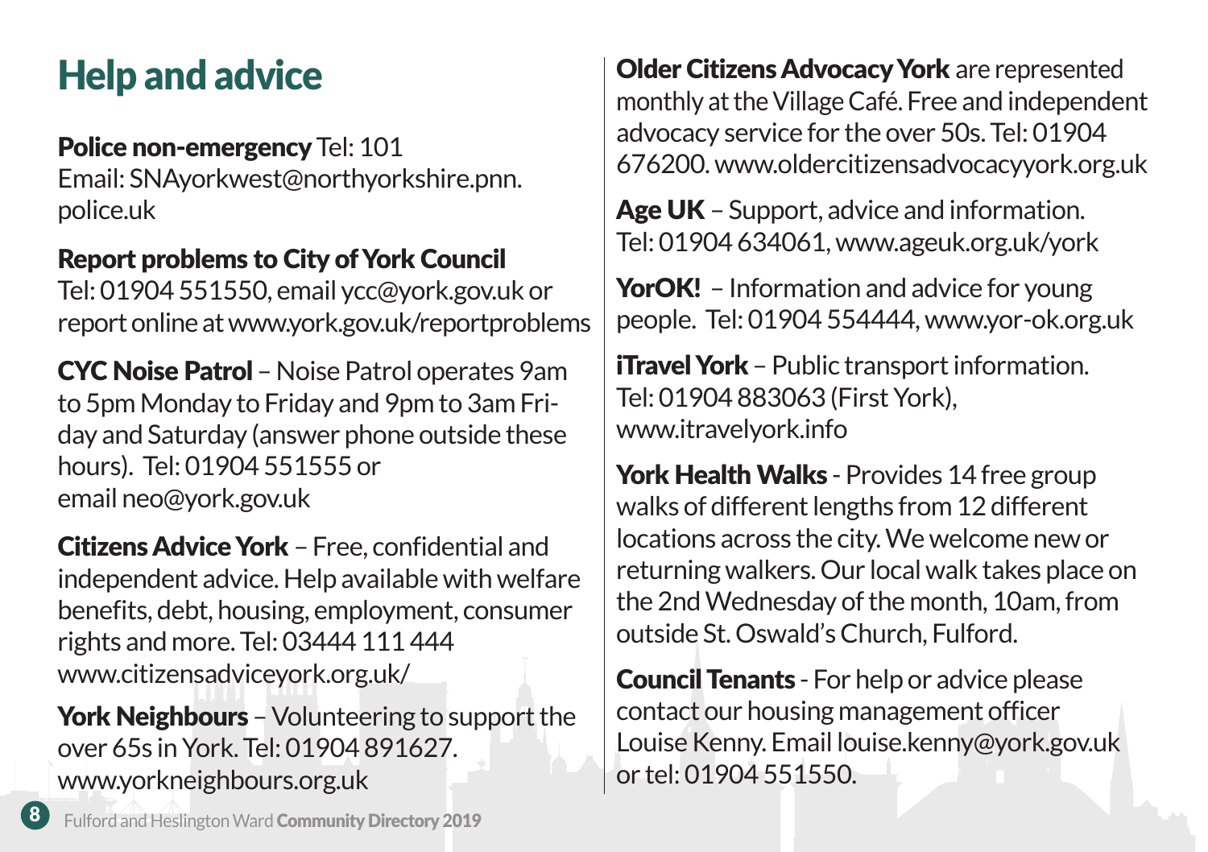# Help and advice

**Police non-emergency** Tel: 101
Email: SNAyorkwest@northyorkshire.pnn.police.uk

**Report problems to City of York Council**
Tel: 01904 551550, email ycc@york.gov.uk or report online at www.york.gov.uk/reportproblems

**CYC Noise Patrol** – Noise Patrol operates 9am to 5pm Monday to Friday and 9pm to 3am Friday and Saturday (answer phone outside these hours). Tel: 01904 551555 or email neo@york.gov.uk

**Citizens Advice York** – Free, confidential and independent advice. Help available with welfare benefits, debt, housing, employment, consumer rights and more. Tel: 03444 111 444
www.citizensadviceyork.org.uk/

**York Neighbours** – Volunteering to support the over 65s in York. Tel: 01904 891627.
www.yorkneighbours.org.uk

**Older Citizens Advocacy York** are represented monthly at the Village Café. Free and independent advocacy service for the over 50s. Tel: 01904 676200. www.oldercitizensadvocacyyork.org.uk

**Age UK** – Support, advice and information.
Tel: 01904 634061, www.ageuk.org.uk/york

**YorOK!** – Information and advice for young people. Tel: 01904 554444, www.yor-ok.org.uk

**iTravel York** – Public transport information.
Tel: 01904 883063 (First York),
www.itravelyork.info

**York Health Walks** - Provides 14 free group walks of different lengths from 12 different locations across the city. We welcome new or returning walkers. Our local walk takes place on the 2nd Wednesday of the month, 10am, from outside St. Oswald's Church, Fulford.

**Council Tenants** - For help or advice please contact our housing management officer Louise Kenny. Email louise.kenny@york.gov.uk or tel: 01904 551550.